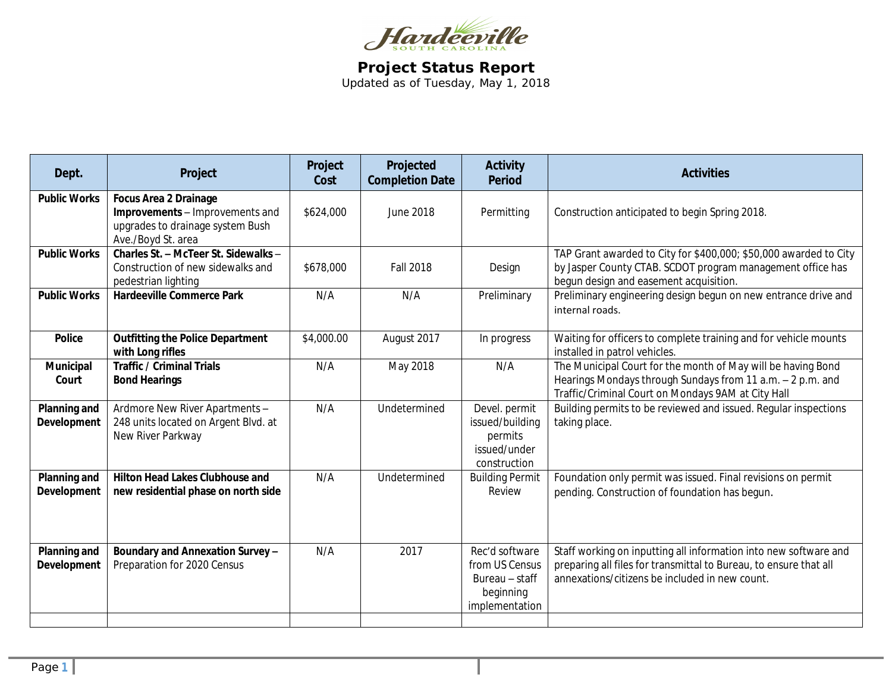Hardeeville SOUTH CAROLINA

# Project Status Report

Updated as of Tuesday, May 1, 2018

| Dept. | Project | Project Cost | Projected Completion Date | Activity Period | Activities |
|---|---|---|---|---|---|
| **Public Works** | **Focus Area 2 Drainage Improvements** – Improvements and upgrades to drainage system Bush Ave./Boyd St. area | $624,000 | June 2018 | Permitting | Construction anticipated to begin Spring 2018. |
| **Public Works** | **Charles St. – McTeer St. Sidewalks** – Construction of new sidewalks and pedestrian lighting | $678,000 | Fall 2018 | Design | TAP Grant awarded to City for $400,000; $50,000 awarded to City by Jasper County CTAB. SCDOT program management office has begun design and easement acquisition. |
| **Public Works** | **Hardeeville Commerce Park** | N/A | N/A | Preliminary | Preliminary engineering design begun on new entrance drive and internal roads. |
| **Police** | **Outfitting the Police Department with Long rifles** | $4,000.00 | August 2017 | In progress | Waiting for officers to complete training and for vehicle mounts installed in patrol vehicles. |
| **Municipal Court** | **Traffic / Criminal Trials Bond Hearings** | N/A | May 2018 | N/A | The Municipal Court for the month of May will be having Bond Hearings Mondays through Sundays from 11 a.m. – 2 p.m. and Traffic/Criminal Court on Mondays 9AM at City Hall |
| **Planning and Development** | Ardmore New River Apartments – 248 units located on Argent Blvd. at New River Parkway | N/A | Undetermined | Devel. permit issued/building permits issued/under construction | Building permits to be reviewed and issued. Regular inspections taking place. |
| **Planning and Development** | **Hilton Head Lakes Clubhouse and new residential phase on north side** | N/A | Undetermined | Building Permit Review | Foundation only permit was issued. Final revisions on permit pending. Construction of foundation has begun. |
| **Planning and Development** | **Boundary and Annexation Survey –** Preparation for 2020 Census | N/A | 2017 | Rec'd software from US Census Bureau – staff beginning implementation | Staff working on inputting all information into new software and preparing all files for transmittal to Bureau, to ensure that all annexations/citizens be included in new count. |
| | | | | | |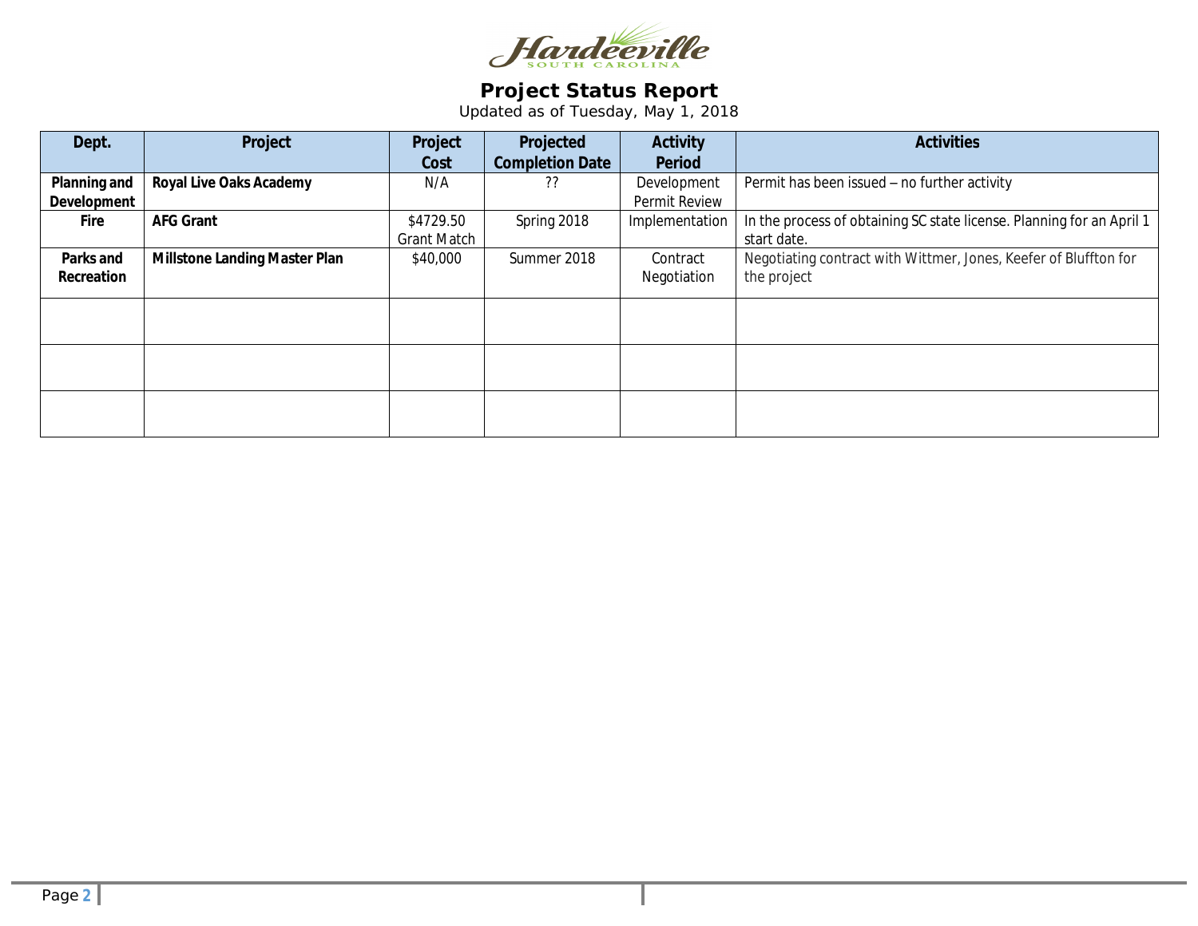Hardeeville
SOUTH CAROLINA

# Project Status Report

Updated as of Tuesday, May 1, 2018

| Dept. | Project | Project Cost | Projected Completion Date | Activity Period | Activities |
|---|---|---|---|---|---|
| **Planning and Development** | **Royal Live Oaks Academy** | N/A | ?? | Development Permit Review | Permit has been issued – no further activity |
| **Fire** | **AFG Grant** | $4729.50 Grant Match | Spring 2018 | Implementation | In the process of obtaining SC state license. Planning for an April 1 start date. |
| **Parks and Recreation** | **Millstone Landing Master Plan** | $40,000 | Summer 2018 | Contract Negotiation | Negotiating contract with Wittmer, Jones, Keefer of Bluffton for the project |
| | | | | | |
| | | | | | |
| | | | | | |